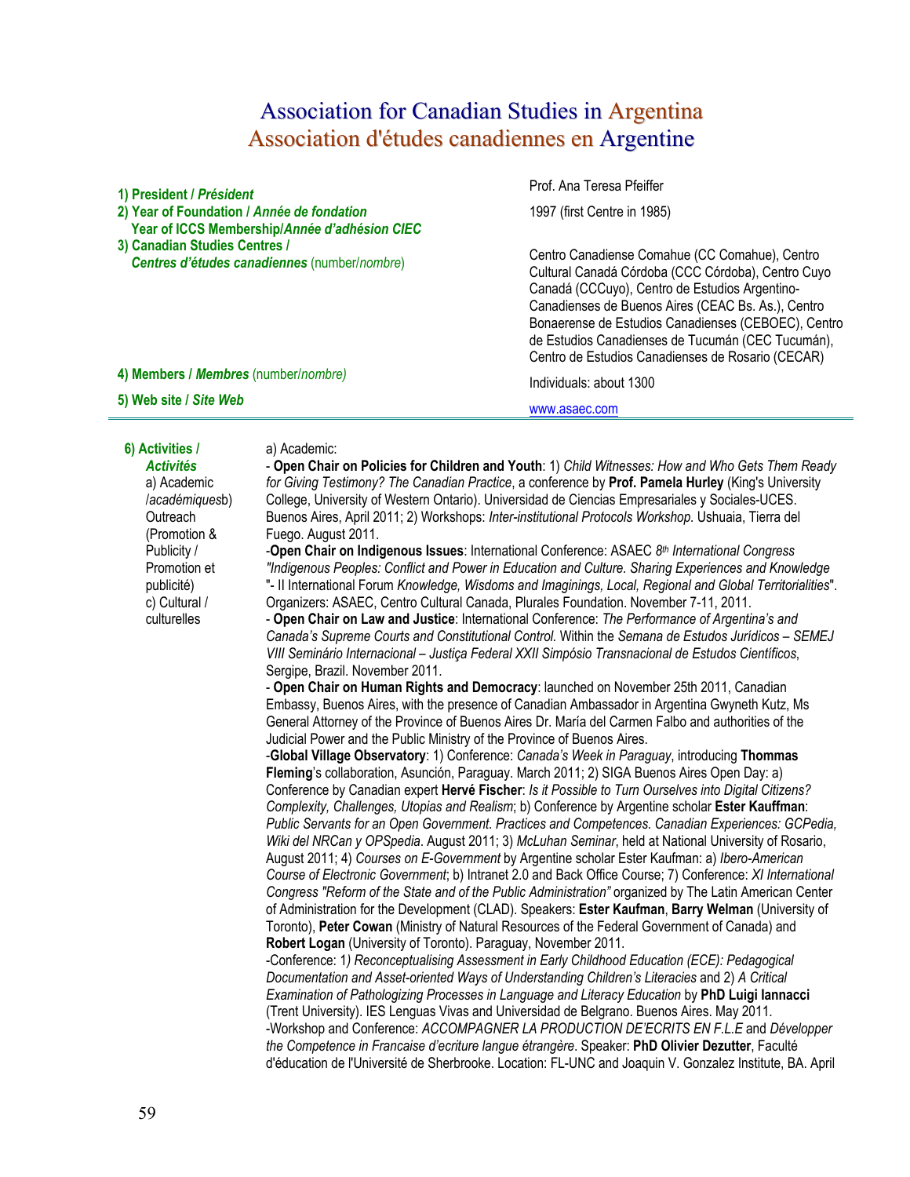# Association for Canadian Studies in Argentina
# Association d'études canadiennes en Argentine

| | |
|---|---|
| **1) President / *Président*** | Prof. Ana Teresa Pfeiffer |
| **2) Year of Foundation / *Année de fondation*** **Year of ICCS Membership/*Année d'adhésion CIEC*** | 1997 (first Centre in 1985) |
| **3) Canadian Studies Centres / *Centres d'études canadiennes*** (number/*nombre*) | Centro Canadiense Comahue (CC Comahue), Centro Cultural Canadá Córdoba (CCC Córdoba), Centro Cuyo Canadá (CCCuyo), Centro de Estudios Argentino-Canadienses de Buenos Aires (CEAC Bs. As.), Centro Bonaerense de Estudios Canadienses (CEBOEC), Centro de Estudios Canadienses de Tucumán (CEC Tucumán), Centro de Estudios Canadienses de Rosario (CECAR) |
| **4) Members / *Membres*** (number/*nombre*) | Individuals: about 1300 |
| **5) Web site / *Site Web*** | www.asaec.com |

**6) Activities / *Activités***
a) Academic /*académiques*
b) Outreach (Promotion & Publicity / Promotion et publicité)
c) Cultural / culturelles

a) Academic:

- **Open Chair on Policies for Children and Youth**: 1) *Child Witnesses: How and Who Gets Them Ready for Giving Testimony? The Canadian Practice*, a conference by **Prof. Pamela Hurley** (King's University College, University of Western Ontario). Universidad de Ciencias Empresariales y Sociales-UCES. Buenos Aires, April 2011; 2) Workshops: *Inter-institutional Protocols Workshop.* Ushuaia, Tierra del Fuego. August 2011.

-**Open Chair on Indigenous Issues**: International Conference: ASAEC *8th International Congress "Indigenous Peoples: Conflict and Power in Education and Culture. Sharing Experiences and Knowledge* "- II International Forum *Knowledge, Wisdoms and Imaginings, Local, Regional and Global Territorialities*". Organizers: ASAEC, Centro Cultural Canada, Plurales Foundation. November 7-11, 2011.

- **Open Chair on Law and Justice**: International Conference: *The Performance of Argentina's and Canada's Supreme Courts and Constitutional Control.* Within the *Semana de Estudos Jurídicos – SEMEJ VIII Seminário Internacional – Justiça Federal XXII Simpósio Transnacional de Estudos Científicos*, Sergipe, Brazil. November 2011.

- **Open Chair on Human Rights and Democracy**: launched on November 25th 2011, Canadian Embassy, Buenos Aires, with the presence of Canadian Ambassador in Argentina Gwyneth Kutz, Ms General Attorney of the Province of Buenos Aires Dr. María del Carmen Falbo and authorities of the Judicial Power and the Public Ministry of the Province of Buenos Aires.

-**Global Village Observatory**: 1) Conference: *Canada's Week in Paraguay*, introducing **Thommas Fleming**'s collaboration, Asunción, Paraguay. March 2011; 2) SIGA Buenos Aires Open Day: a) Conference by Canadian expert **Hervé Fischer**: *Is it Possible to Turn Ourselves into Digital Citizens? Complexity, Challenges, Utopias and Realism*; b) Conference by Argentine scholar **Ester Kauffman**: *Public Servants for an Open Government. Practices and Competences. Canadian Experiences: GCPedia, Wiki del NRCan y OPSpedia*. August 2011; 3) *McLuhan Seminar*, held at National University of Rosario, August 2011; 4) *Courses on E-Government* by Argentine scholar Ester Kaufman: a) *Ibero-American Course of Electronic Government*; b) Intranet 2.0 and Back Office Course; 7) Conference: *XI International Congress "Reform of the State and of the Public Administration"* organized by The Latin American Center of Administration for the Development (CLAD). Speakers: **Ester Kaufman**, **Barry Welman** (University of Toronto), **Peter Cowan** (Ministry of Natural Resources of the Federal Government of Canada) and **Robert Logan** (University of Toronto). Paraguay, November 2011.

-Conference: 1*) Reconceptualising Assessment in Early Childhood Education (ECE): Pedagogical Documentation and Asset-oriented Ways of Understanding Children's Literacies* and 2) *A Critical Examination of Pathologizing Processes in Language and Literacy Education* by **PhD Luigi Iannacci** (Trent University). IES Lenguas Vivas and Universidad de Belgrano. Buenos Aires. May 2011.

-Workshop and Conference: *ACCOMPAGNER LA PRODUCTION DE'ECRITS EN F.L.E* and *Développer the Competence in Francaise d'ecriture langue étrangère*. Speaker: **PhD Olivier Dezutter**, Faculté d'éducation de l'Université de Sherbrooke. Location: FL-UNC and Joaquin V. Gonzalez Institute, BA. April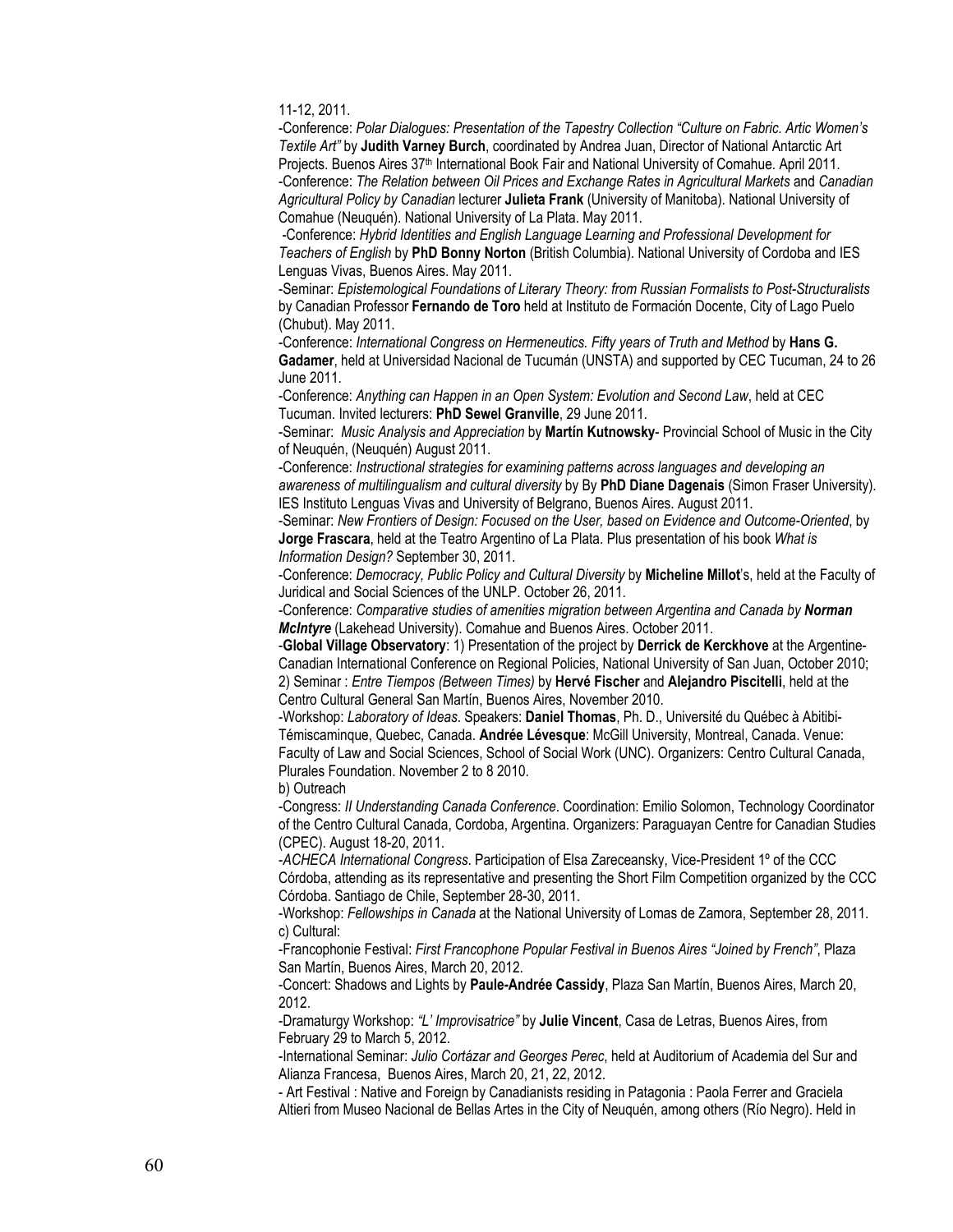11-12, 2011.

-Conference: *Polar Dialogues: Presentation of the Tapestry Collection "Culture on Fabric. Artic Women's Textile Art"* by **Judith Varney Burch**, coordinated by Andrea Juan, Director of National Antarctic Art Projects. Buenos Aires 37th International Book Fair and National University of Comahue. April 2011.

-Conference: *The Relation between Oil Prices and Exchange Rates in Agricultural Markets* and *Canadian Agricultural Policy by Canadian* lecturer **Julieta Frank** (University of Manitoba). National University of Comahue (Neuquén). National University of La Plata. May 2011.

-Conference: *Hybrid Identities and English Language Learning and Professional Development for Teachers of English* by **PhD Bonny Norton** (British Columbia). National University of Cordoba and IES Lenguas Vivas, Buenos Aires. May 2011.

-Seminar: *Epistemological Foundations of Literary Theory: from Russian Formalists to Post-Structuralists* by Canadian Professor **Fernando de Toro** held at Instituto de Formación Docente, City of Lago Puelo (Chubut). May 2011.

-Conference: *International Congress on Hermeneutics. Fifty years of Truth and Method* by **Hans G. Gadamer**, held at Universidad Nacional de Tucumán (UNSTA) and supported by CEC Tucuman, 24 to 26 June 2011.

-Conference: *Anything can Happen in an Open System: Evolution and Second Law*, held at CEC Tucuman. Invited lecturers: **PhD Sewel Granville**, 29 June 2011.

-Seminar: *Music Analysis and Appreciation* by **Martín Kutnowsky**- Provincial School of Music in the City of Neuquén, (Neuquén) August 2011.

-Conference: *Instructional strategies for examining patterns across languages and developing an awareness of multilingualism and cultural diversity* by By **PhD Diane Dagenais** (Simon Fraser University). IES Instituto Lenguas Vivas and University of Belgrano, Buenos Aires. August 2011.

-Seminar: *New Frontiers of Design: Focused on the User, based on Evidence and Outcome-Oriented*, by **Jorge Frascara**, held at the Teatro Argentino of La Plata. Plus presentation of his book *What is Information Design?* September 30, 2011.

-Conference: *Democracy, Public Policy and Cultural Diversity* by **Micheline Millot**'s, held at the Faculty of Juridical and Social Sciences of the UNLP. October 26, 2011.

-Conference: *Comparative studies of amenities migration between Argentina and Canada by* ***Norman McIntyre*** (Lakehead University). Comahue and Buenos Aires. October 2011.

-**Global Village Observatory**: 1) Presentation of the project by **Derrick de Kerckhove** at the Argentine-Canadian International Conference on Regional Policies, National University of San Juan, October 2010; 2) Seminar : *Entre Tiempos (Between Times)* by **Hervé Fischer** and **Alejandro Piscitelli**, held at the Centro Cultural General San Martín, Buenos Aires, November 2010.

-Workshop: *Laboratory of Ideas*. Speakers: **Daniel Thomas**, Ph. D., Université du Québec à Abitibi-Témiscaminque, Quebec, Canada. **Andrée Lévesque**: McGill University, Montreal, Canada. Venue: Faculty of Law and Social Sciences, School of Social Work (UNC). Organizers: Centro Cultural Canada, Plurales Foundation. November 2 to 8 2010.

b) Outreach

-Congress: *II Understanding Canada Conference*. Coordination: Emilio Solomon, Technology Coordinator of the Centro Cultural Canada, Cordoba, Argentina. Organizers: Paraguayan Centre for Canadian Studies (CPEC). August 18-20, 2011.

-*ACHECA International Congress*. Participation of Elsa Zareceansky, Vice-President 1º of the CCC Córdoba, attending as its representative and presenting the Short Film Competition organized by the CCC Córdoba. Santiago de Chile, September 28-30, 2011.

-Workshop: *Fellowships in Canada* at the National University of Lomas de Zamora, September 28, 2011.

c) Cultural:

-Francophonie Festival: *First Francophone Popular Festival in Buenos Aires "Joined by French"*, Plaza San Martín, Buenos Aires, March 20, 2012.

-Concert: Shadows and Lights by **Paule-Andrée Cassidy**, Plaza San Martín, Buenos Aires, March 20, 2012.

-Dramaturgy Workshop: *"L' Improvisatrice"* by **Julie Vincent**, Casa de Letras, Buenos Aires, from February 29 to March 5, 2012.

-International Seminar: *Julio Cortázar and Georges Perec*, held at Auditorium of Academia del Sur and Alianza Francesa, Buenos Aires, March 20, 21, 22, 2012.

- Art Festival : Native and Foreign by Canadianists residing in Patagonia : Paola Ferrer and Graciela Altieri from Museo Nacional de Bellas Artes in the City of Neuquén, among others (Río Negro). Held in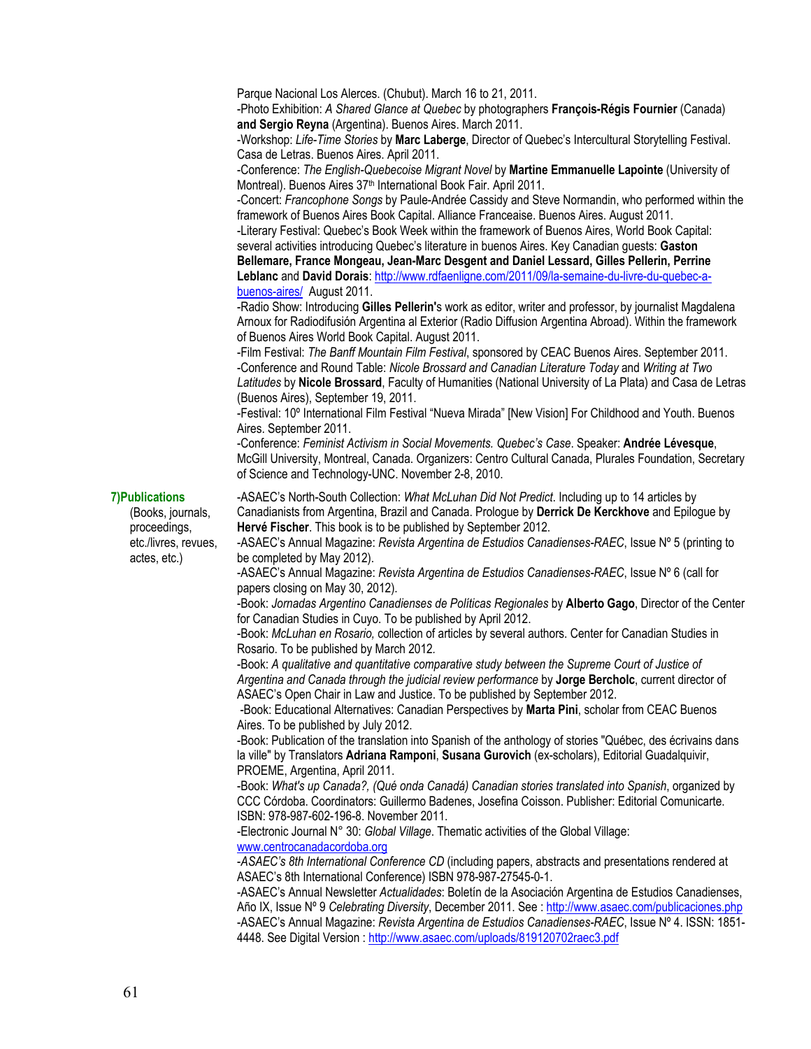Parque Nacional Los Alerces. (Chubut). March 16 to 21, 2011.

-Photo Exhibition: *A Shared Glance at Quebec* by photographers **François-Régis Fournier** (Canada) **and Sergio Reyna** (Argentina). Buenos Aires. March 2011.

-Workshop: *Life-Time Stories* by **Marc Laberge**, Director of Quebec's Intercultural Storytelling Festival. Casa de Letras. Buenos Aires. April 2011.

-Conference: *The English-Quebecoise Migrant Novel* by **Martine Emmanuelle Lapointe** (University of Montreal). Buenos Aires 37th International Book Fair. April 2011.

-Concert: *Francophone Songs* by Paule-Andrée Cassidy and Steve Normandin, who performed within the framework of Buenos Aires Book Capital. Alliance Franceaise. Buenos Aires. August 2011.

-Literary Festival: Quebec's Book Week within the framework of Buenos Aires, World Book Capital: several activities introducing Quebec's literature in buenos Aires. Key Canadian guests: **Gaston Bellemare, France Mongeau, Jean-Marc Desgent and Daniel Lessard, Gilles Pellerin, Perrine Leblanc** and **David Dorais**: http://www.rdfaenligne.com/2011/09/la-semaine-du-livre-du-quebec-a-buenos-aires/ August 2011.

-Radio Show: Introducing **Gilles Pellerin**'s work as editor, writer and professor, by journalist Magdalena Arnoux for Radiodifusión Argentina al Exterior (Radio Diffusion Argentina Abroad). Within the framework of Buenos Aires World Book Capital. August 2011.

-Film Festival: *The Banff Mountain Film Festival*, sponsored by CEAC Buenos Aires. September 2011.

-Conference and Round Table: *Nicole Brossard and Canadian Literature Today* and *Writing at Two Latitudes* by **Nicole Brossard**, Faculty of Humanities (National University of La Plata) and Casa de Letras (Buenos Aires), September 19, 2011.

-Festival: 10º International Film Festival "Nueva Mirada" [New Vision] For Childhood and Youth. Buenos Aires. September 2011.

-Conference: *Feminist Activism in Social Movements. Quebec's Case*. Speaker: **Andrée Lévesque**, McGill University, Montreal, Canada. Organizers: Centro Cultural Canada, Plurales Foundation, Secretary of Science and Technology-UNC. November 2-8, 2010.

## 7)Publications

(Books, journals, proceedings, etc./livres, revues, actes, etc.)

-ASAEC's North-South Collection: *What McLuhan Did Not Predict*. Including up to 14 articles by Canadianists from Argentina, Brazil and Canada. Prologue by **Derrick De Kerckhove** and Epilogue by **Hervé Fischer**. This book is to be published by September 2012.

-ASAEC's Annual Magazine: *Revista Argentina de Estudios Canadienses-RAEC*, Issue Nº 5 (printing to be completed by May 2012).

-ASAEC's Annual Magazine: *Revista Argentina de Estudios Canadienses-RAEC*, Issue Nº 6 (call for papers closing on May 30, 2012).

-Book: *Jornadas Argentino Canadienses de Políticas Regionales* by **Alberto Gago**, Director of the Center for Canadian Studies in Cuyo. To be published by April 2012.

-Book: *McLuhan en Rosario,* collection of articles by several authors. Center for Canadian Studies in Rosario. To be published by March 2012.

-Book: *A qualitative and quantitative comparative study between the Supreme Court of Justice of Argentina and Canada through the judicial review performance* by **Jorge Bercholc**, current director of ASAEC's Open Chair in Law and Justice. To be published by September 2012.

-Book: Educational Alternatives: Canadian Perspectives by **Marta Pini**, scholar from CEAC Buenos Aires. To be published by July 2012.

-Book: Publication of the translation into Spanish of the anthology of stories "Québec, des écrivains dans la ville" by Translators **Adriana Ramponi**, **Susana Gurovich** (ex-scholars), Editorial Guadalquivir, PROEME, Argentina, April 2011.

-Book: *What's up Canada?, (Qué onda Canadá) Canadian stories translated into Spanish*, organized by CCC Córdoba. Coordinators: Guillermo Badenes, Josefina Coisson. Publisher: Editorial Comunicarte. ISBN: 978-987-602-196-8. November 2011.

-Electronic Journal N° 30: *Global Village*. Thematic activities of the Global Village: www.centrocanadacordoba.org

-*ASAEC's 8th International Conference CD* (including papers, abstracts and presentations rendered at ASAEC's 8th International Conference) ISBN 978-987-27545-0-1.

-ASAEC's Annual Newsletter *Actualidades*: Boletín de la Asociación Argentina de Estudios Canadienses, Año IX, Issue Nº 9 *Celebrating Diversity*, December 2011. See : http://www.asaec.com/publicaciones.php

-ASAEC's Annual Magazine: *Revista Argentina de Estudios Canadienses-RAEC*, Issue Nº 4. ISSN: 1851-4448. See Digital Version : http://www.asaec.com/uploads/819120702raec3.pdf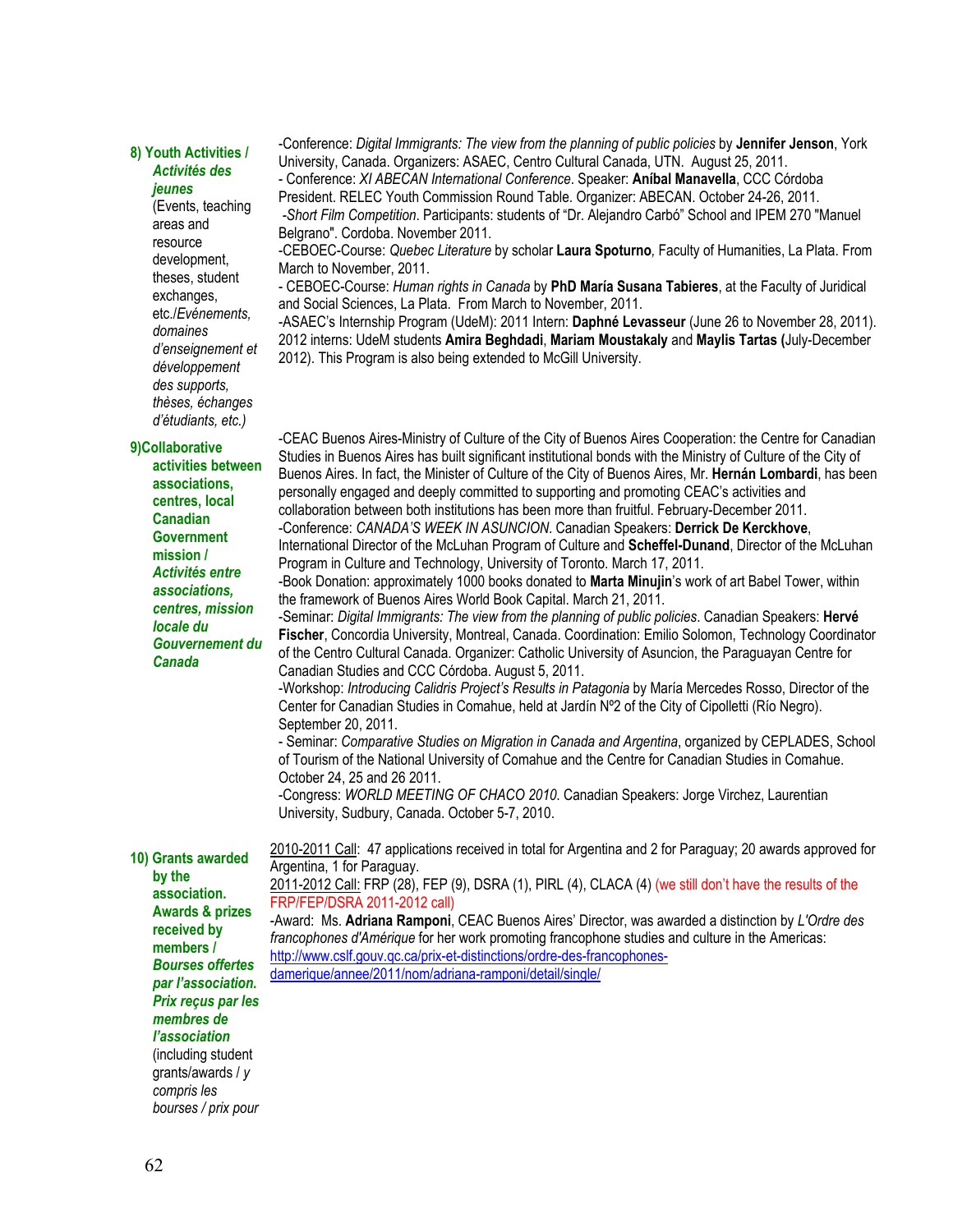**8) Youth Activities /** ***Activités des jeunes***
(Events, teaching areas and resource development, theses, student exchanges, etc./*Evénements, domaines d'enseignement et développement des supports, thèses, échanges d'étudiants, etc.)*

-Conference: *Digital Immigrants: The view from the planning of public policies* by **Jennifer Jenson**, York University, Canada. Organizers: ASAEC, Centro Cultural Canada, UTN. August 25, 2011.
- Conference: *XI ABECAN International Conference*. Speaker: **Aníbal Manavella**, CCC Córdoba President. RELEC Youth Commission Round Table. Organizer: ABECAN. October 24-26, 2011.
-*Short Film Competition*. Participants: students of "Dr. Alejandro Carbó" School and IPEM 270 "Manuel Belgrano". Cordoba. November 2011.
-CEBOEC-Course: *Quebec Literature* by scholar **Laura Spoturno***,* Faculty of Humanities, La Plata. From March to November, 2011.
- CEBOEC-Course: *Human rights in Canada* by **PhD María Susana Tabieres**, at the Faculty of Juridical and Social Sciences, La Plata. From March to November, 2011.
-ASAEC's Internship Program (UdeM): 2011 Intern: **Daphné Levasseur** (June 26 to November 28, 2011). 2012 interns: UdeM students **Amira Beghdadi**, **Mariam Moustakaly** and **Maylis Tartas (**July-December 2012). This Program is also being extended to McGill University.

**9)Collaborative activities between associations, centres, local Canadian Government mission /** ***Activités entre associations, centres, mission locale du Gouvernement du Canada***

-CEAC Buenos Aires-Ministry of Culture of the City of Buenos Aires Cooperation: the Centre for Canadian Studies in Buenos Aires has built significant institutional bonds with the Ministry of Culture of the City of Buenos Aires. In fact, the Minister of Culture of the City of Buenos Aires, Mr. **Hernán Lombardi**, has been personally engaged and deeply committed to supporting and promoting CEAC's activities and collaboration between both institutions has been more than fruitful. February-December 2011.
-Conference: *CANADA'S WEEK IN ASUNCION*. Canadian Speakers: **Derrick De Kerckhove**, International Director of the McLuhan Program of Culture and **Scheffel-Dunand**, Director of the McLuhan Program in Culture and Technology, University of Toronto. March 17, 2011.
-Book Donation: approximately 1000 books donated to **Marta Minujin**'s work of art Babel Tower, within the framework of Buenos Aires World Book Capital. March 21, 2011.
-Seminar: *Digital Immigrants: The view from the planning of public policies*. Canadian Speakers: **Hervé Fischer**, Concordia University, Montreal, Canada. Coordination: Emilio Solomon, Technology Coordinator of the Centro Cultural Canada. Organizer: Catholic University of Asuncion, the Paraguayan Centre for Canadian Studies and CCC Córdoba. August 5, 2011.
-Workshop: *Introducing Calidris Project's Results in Patagonia* by María Mercedes Rosso, Director of the Center for Canadian Studies in Comahue, held at Jardín Nº2 of the City of Cipolletti (Río Negro). September 20, 2011.
- Seminar: *Comparative Studies on Migration in Canada and Argentina*, organized by CEPLADES, School of Tourism of the National University of Comahue and the Centre for Canadian Studies in Comahue. October 24, 25 and 26 2011.
-Congress: *WORLD MEETING OF CHACO 2010*. Canadian Speakers: Jorge Virchez, Laurentian University, Sudbury, Canada. October 5-7, 2010.

**10) Grants awarded by the association. Awards & prizes received by members /** ***Bourses offertes par l'association. Prix reçus par les membres de l'association***
(including student grants/awards / *y compris les bourses / prix pour*

2010-2011 Call: 47 applications received in total for Argentina and 2 for Paraguay; 20 awards approved for Argentina, 1 for Paraguay.
2011-2012 Call: FRP (28), FEP (9), DSRA (1), PIRL (4), CLACA (4) (we still don't have the results of the FRP/FEP/DSRA 2011-2012 call)
-Award: Ms. **Adriana Ramponi**, CEAC Buenos Aires' Director, was awarded a distinction by *L'Ordre des francophones d'Amérique* for her work promoting francophone studies and culture in the Americas: http://www.cslf.gouv.qc.ca/prix-et-distinctions/ordre-des-francophones-damerique/annee/2011/nom/adriana-ramponi/detail/single/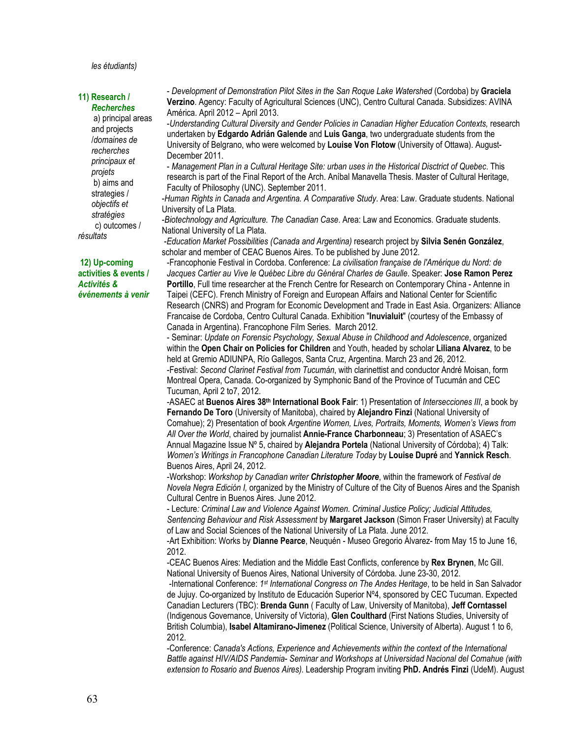*les étudiants)*

**11) Research / *Recherches***

a) principal areas and projects /*domaines de recherches principaux et projets*

b) aims and strategies / *objectifs et stratégies*

c) outcomes / *résultats*

- *Development of Demonstration Pilot Sites in the San Roque Lake Watershed* (Cordoba) by **Graciela Verzino**. Agency: Faculty of Agricultural Sciences (UNC), Centro Cultural Canada. Subsidizes: AVINA América. April 2012 – April 2013.

-*Understanding Cultural Diversity and Gender Policies in Canadian Higher Education Contexts,* research undertaken by **Edgardo Adrián Galende** and **Luis Ganga**, two undergraduate students from the University of Belgrano, who were welcomed by **Louise Von Flotow** (University of Ottawa). August-December 2011.

- *Management Plan in a Cultural Heritage Site: urban uses in the Historical Disctrict of Quebec*. This research is part of the Final Report of the Arch. Aníbal Manavella Thesis. Master of Cultural Heritage, Faculty of Philosophy (UNC). September 2011.

-*Human Rights in Canada and Argentina. A Comparative Study*. Area: Law. Graduate students. National University of La Plata.

-*Biotechnology and Agriculture. The Canadian Case*. Area: Law and Economics. Graduate students. National University of La Plata.

-*Education Market Possibilities (Canada and Argentina)* research project by **Silvia Senén González**, scholar and member of CEAC Buenos Aires. To be published by June 2012.

**12) Up-coming activities & events / *Activités & événements à venir***

-Francophonie Festival in Cordoba. Conference: *La civilisation française de l'Amérique du Nord: de Jacques Cartier au Vive le Québec Libre du Général Charles de Gaulle*. Speaker: **Jose Ramon Perez Portillo**, Full time researcher at the French Centre for Research on Contemporary China - Antenne in Taipei (CEFC). French Ministry of Foreign and European Affairs and National Center for Scientific Research (CNRS) and Program for Economic Development and Trade in East Asia. Organizers: Alliance Francaise de Cordoba, Centro Cultural Canada. Exhibition "**Inuvialuit**" (courtesy of the Embassy of Canada in Argentina). Francophone Film Series. March 2012.

- Seminar: *Update on Forensic Psychology, Sexual Abuse in Childhood and Adolescence*, organized within the **Open Chair on Policies for Children** and Youth, headed by scholar **Liliana Alvarez**, to be held at Gremio ADIUNPA, Río Gallegos, Santa Cruz, Argentina. March 23 and 26, 2012.

-Festival: *Second Clarinet Festival from Tucumán*, with clarinettist and conductor André Moisan, form Montreal Opera, Canada. Co-organized by Symphonic Band of the Province of Tucumán and CEC Tucuman, April 2 to7, 2012.

-ASAEC at **Buenos Aires 38th International Book Fair**: 1) Presentation of *Intersecciones III*, a book by **Fernando De Toro** (University of Manitoba), chaired by **Alejandro Finzi** (National University of Comahue); 2) Presentation of book *Argentine Women, Lives, Portraits, Moments, Women's Views from All Over the World*, chaired by journalist **Annie-France Charbonneau**; 3) Presentation of ASAEC's Annual Magazine Issue Nº 5, chaired by **Alejandra Portela** (National University of Córdoba); 4) Talk: *Women's Writings in Francophone Canadian Literature Today* by **Louise Dupré** and **Yannick Resch**. Buenos Aires, April 24, 2012.

-Workshop: *Workshop by Canadian writer **Christopher Moore***, within the framework of *Festival de Novela Negra Edición I,* organized by the Ministry of Culture of the City of Buenos Aires and the Spanish Cultural Centre in Buenos Aires. June 2012.

- Lecture*: Criminal Law and Violence Against Women. Criminal Justice Policy; Judicial Attitudes, Sentencing Behaviour and Risk Assessment* by **Margaret Jackson** (Simon Fraser University) at Faculty of Law and Social Sciences of the National University of La Plata. June 2012.

-Art Exhibition: Works by **Dianne Pearce**, Neuquén - Museo Gregorio Álvarez- from May 15 to June 16, 2012.

-CEAC Buenos Aires: Mediation and the Middle East Conflicts, conference by **Rex Brynen**, Mc Gill. National University of Buenos Aires, National University of Córdoba. June 23-30, 2012.

-International Conference: *1st International Congress on The Andes Heritage*, to be held in San Salvador de Jujuy. Co-organized by Instituto de Educación Superior Nº4, sponsored by CEC Tucuman. Expected Canadian Lecturers (TBC): **Brenda Gunn** ( Faculty of Law, University of Manitoba), **Jeff Corntassel** (Indigenous Governance, University of Victoria), **Glen Coulthard** (First Nations Studies, University of British Columbia), **Isabel Altamirano-Jimenez** (Political Science, University of Alberta). August 1 to 6, 2012.

-Conference: *Canada's Actions, Experience and Achievements within the context of the International Battle against HIV/AIDS Pandemia- Seminar and Workshops at Universidad Nacional del Comahue (with extension to Rosario and Buenos Aires).* Leadership Program inviting **PhD. Andrés Finzi** (UdeM). August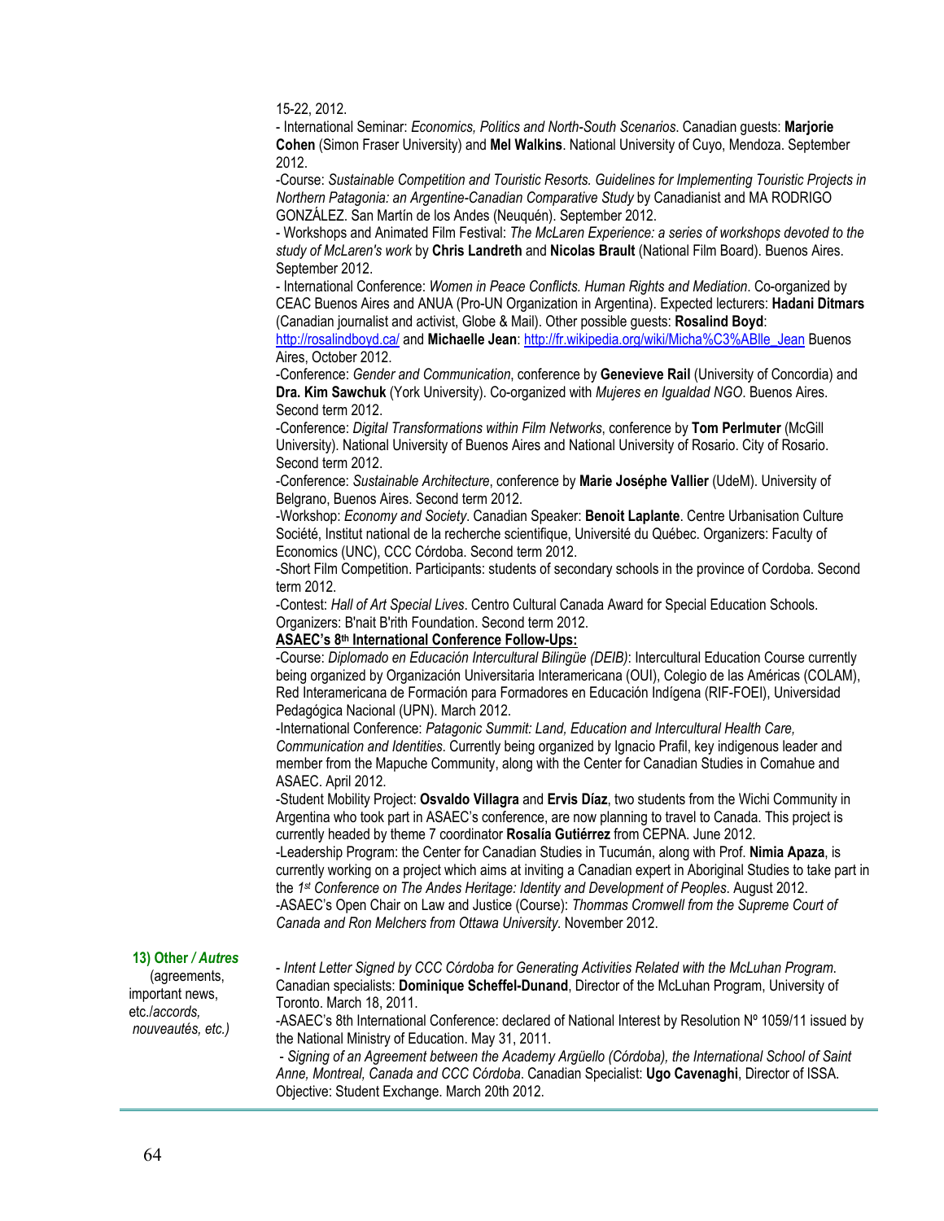15-22, 2012.

- International Seminar: *Economics, Politics and North-South Scenarios*. Canadian guests: **Marjorie Cohen** (Simon Fraser University) and **Mel Walkins**. National University of Cuyo, Mendoza. September 2012.

-Course: *Sustainable Competition and Touristic Resorts. Guidelines for Implementing Touristic Projects in Northern Patagonia: an Argentine-Canadian Comparative Study* by Canadianist and MA RODRIGO GONZÁLEZ. San Martín de los Andes (Neuquén). September 2012.

- Workshops and Animated Film Festival: *The McLaren Experience: a series of workshops devoted to the study of McLaren's work* by **Chris Landreth** and **Nicolas Brault** (National Film Board). Buenos Aires. September 2012.

- International Conference: *Women in Peace Conflicts. Human Rights and Mediation*. Co-organized by CEAC Buenos Aires and ANUA (Pro-UN Organization in Argentina). Expected lecturers: **Hadani Ditmars** (Canadian journalist and activist, Globe & Mail). Other possible guests: **Rosalind Boyd**: http://rosalindboyd.ca/ and **Michaelle Jean**: http://fr.wikipedia.org/wiki/Micha%C3%ABlle_Jean Buenos Aires, October 2012.

-Conference: *Gender and Communication*, conference by **Genevieve Rail** (University of Concordia) and **Dra. Kim Sawchuk** (York University). Co-organized with *Mujeres en Igualdad NGO*. Buenos Aires. Second term 2012.

-Conference: *Digital Transformations within Film Networks*, conference by **Tom Perlmuter** (McGill University). National University of Buenos Aires and National University of Rosario. City of Rosario. Second term 2012.

-Conference: *Sustainable Architecture*, conference by **Marie Joséphe Vallier** (UdeM). University of Belgrano, Buenos Aires. Second term 2012.

-Workshop: *Economy and Society*. Canadian Speaker: **Benoit Laplante**. Centre Urbanisation Culture Société, Institut national de la recherche scientifique, Université du Québec. Organizers: Faculty of Economics (UNC), CCC Córdoba. Second term 2012.

-Short Film Competition. Participants: students of secondary schools in the province of Cordoba. Second term 2012.

-Contest: *Hall of Art Special Lives*. Centro Cultural Canada Award for Special Education Schools. Organizers: B'nait B'rith Foundation. Second term 2012.

**ASAEC's 8th International Conference Follow-Ups:**

-Course: *Diplomado en Educación Intercultural Bilingüe (DEIB)*: Intercultural Education Course currently being organized by Organización Universitaria Interamericana (OUI), Colegio de las Américas (COLAM), Red Interamericana de Formación para Formadores en Educación Indígena (RIF-FOEI), Universidad Pedagógica Nacional (UPN). March 2012.

-International Conference: *Patagonic Summit: Land, Education and Intercultural Health Care, Communication and Identities*. Currently being organized by Ignacio Prafil, key indigenous leader and member from the Mapuche Community, along with the Center for Canadian Studies in Comahue and ASAEC. April 2012.

-Student Mobility Project: **Osvaldo Villagra** and **Ervis Díaz**, two students from the Wichi Community in Argentina who took part in ASAEC's conference, are now planning to travel to Canada. This project is currently headed by theme 7 coordinator **Rosalía Gutiérrez** from CEPNA. June 2012.

-Leadership Program: the Center for Canadian Studies in Tucumán, along with Prof. **Nimia Apaza**, is currently working on a project which aims at inviting a Canadian expert in Aboriginal Studies to take part in the *1st Conference on The Andes Heritage: Identity and Development of Peoples*. August 2012.

-ASAEC's Open Chair on Law and Justice (Course): *Thommas Cromwell from the Supreme Court of Canada and Ron Melchers from Ottawa University*. November 2012.

**13) Other / *Autres*** (agreements, important news, etc./*accords, nouveautés, etc.)*

- *Intent Letter Signed by CCC Córdoba for Generating Activities Related with the McLuhan Program*. Canadian specialists: **Dominique Scheffel-Dunand**, Director of the McLuhan Program, University of Toronto. March 18, 2011.

-ASAEC's 8th International Conference: declared of National Interest by Resolution Nº 1059/11 issued by the National Ministry of Education. May 31, 2011.

- *Signing of an Agreement between the Academy Argüello (Córdoba), the International School of Saint Anne, Montreal, Canada and CCC Córdoba*. Canadian Specialist: **Ugo Cavenaghi**, Director of ISSA. Objective: Student Exchange. March 20th 2012.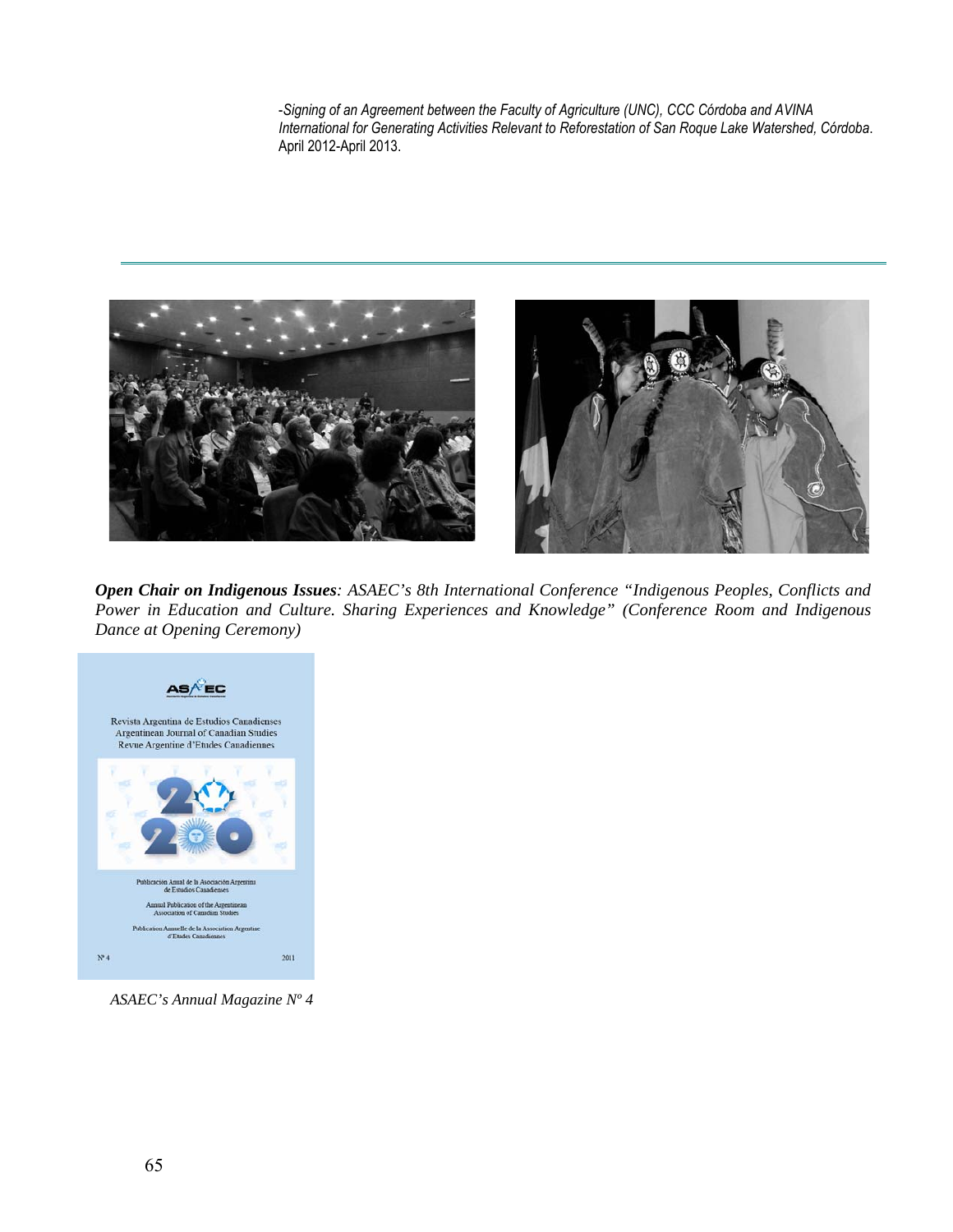*-Signing of an Agreement between the Faculty of Agriculture (UNC), CCC Córdoba and AVINA International for Generating Activities Relevant to Reforestation of San Roque Lake Watershed, Córdoba*. April 2012-April 2013.

---

***Open Chair on Indigenous Issues**: ASAEC's 8th International Conference "Indigenous Peoples, Conflicts and Power in Education and Culture. Sharing Experiences and Knowledge" (Conference Room and Indigenous Dance at Opening Ceremony)*

*ASAEC's Annual Magazine Nº 4*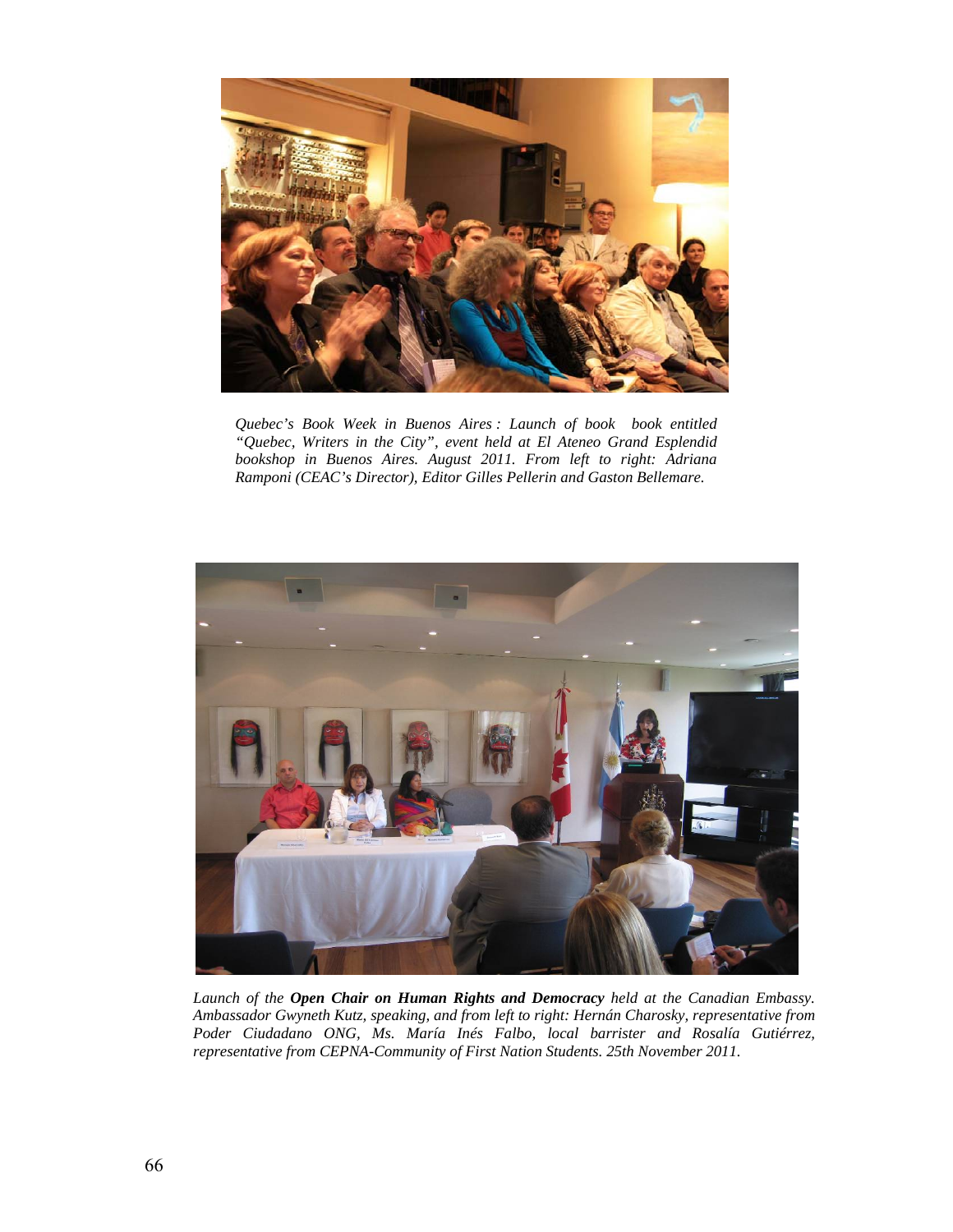*Quebec's Book Week in Buenos Aires : Launch of book book entitled "Quebec, Writers in the City", event held at El Ateneo Grand Esplendid bookshop in Buenos Aires. August 2011. From left to right: Adriana Ramponi (CEAC's Director), Editor Gilles Pellerin and Gaston Bellemare.*

*Launch of the* ***Open Chair on Human Rights and Democracy*** *held at the Canadian Embassy. Ambassador Gwyneth Kutz, speaking, and from left to right: Hernán Charosky, representative from Poder Ciudadano ONG, Ms. María Inés Falbo, local barrister and Rosalía Gutiérrez, representative from CEPNA-Community of First Nation Students. 25th November 2011.*